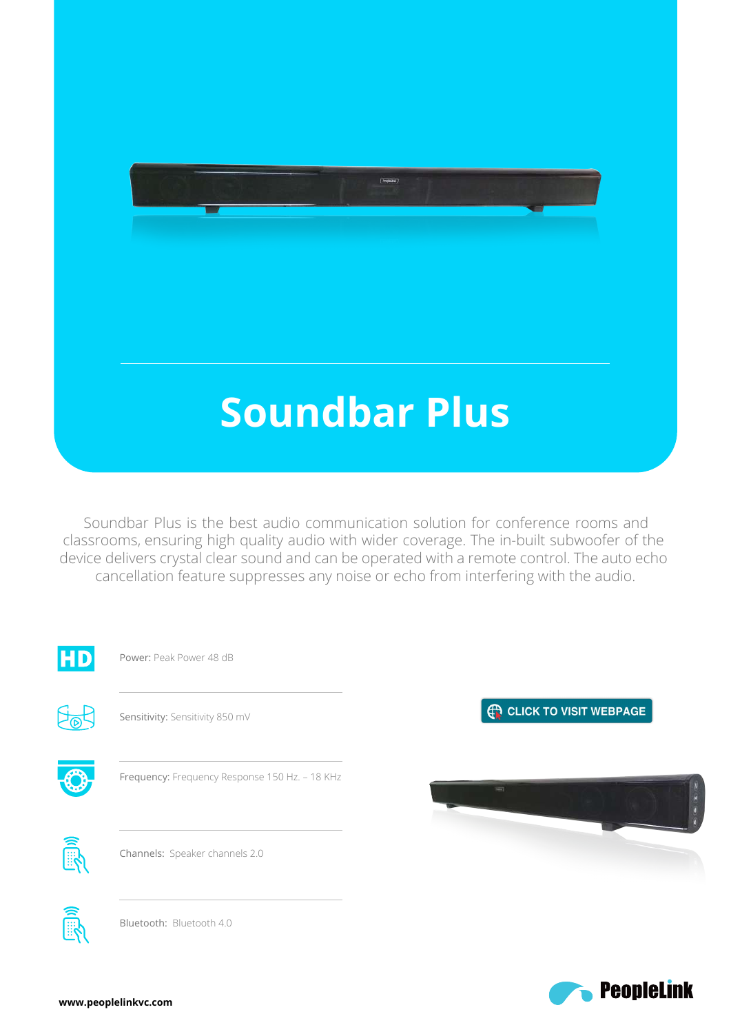# Soundbar Plus

Soundbar Plus is the best audio communication solution for conference rooms and classrooms, ensuring high quality audio with wider coverage. The in-built subwoofer of the device delivers crystal clear sound and can be operated with a remote control. The auto echo cancellation feature suppresses any noise or echo from interfering with the audio.

Power: Peak Power 48 dB

Sensitivity: Sensitivity 850 mV

Frequency: Frequency Response 150 Hz. – 18 KHz

Channels: Speaker channels 2.0

Bluetooth: Bluetooth 4.0

CLICK TO VISIT WEBPAGE

**www.peoplelinkvc.com**

PeopleLink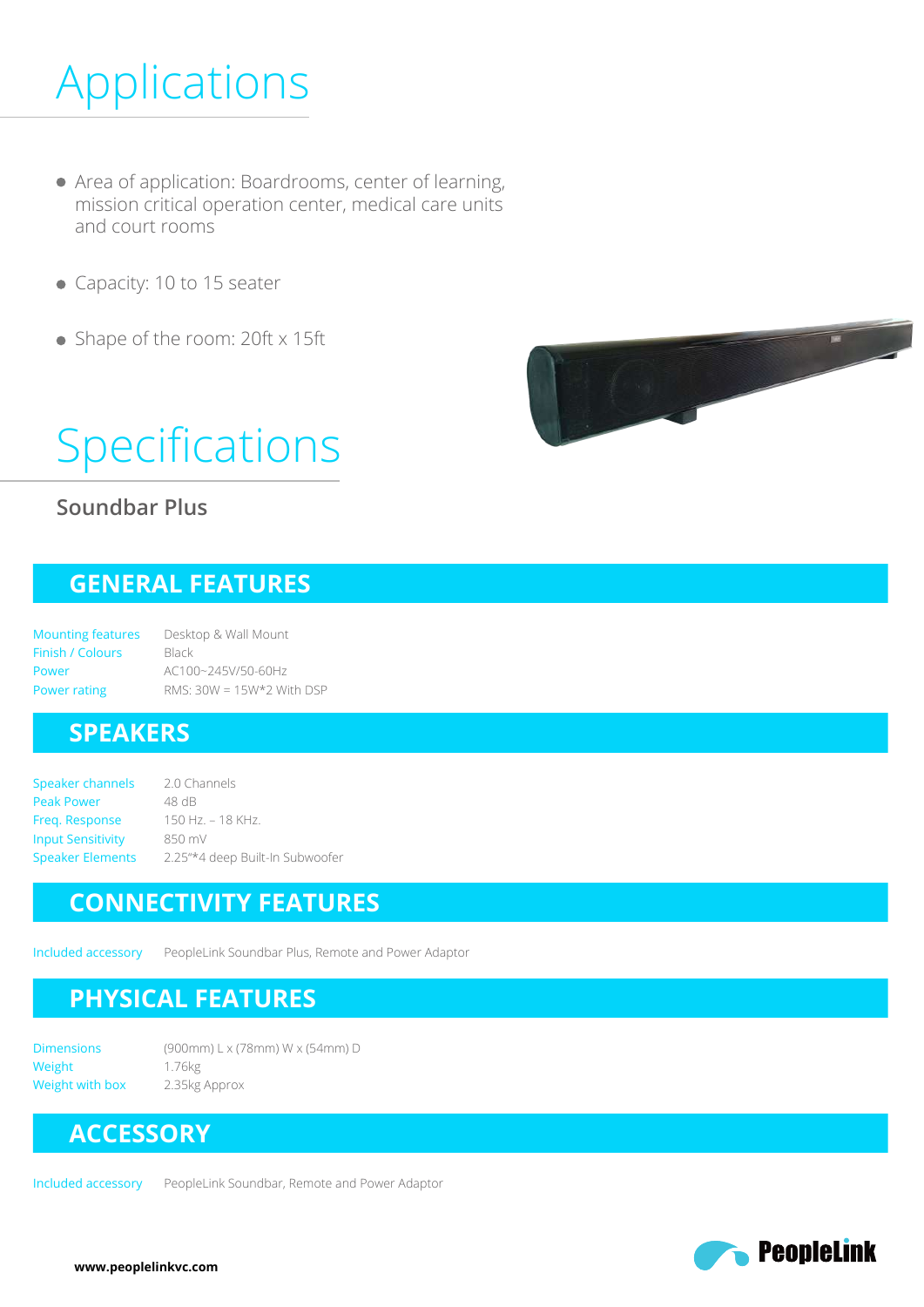# Applications

- Area of application: Boardrooms, center of learning, mission critical operation center, medical care units and court rooms
- Capacity: 10 to 15 seater
- Shape of the room: 20ft x 15ft

# Specifications

### Soundbar Plus

## GENERAL FEATURES

| | |
|---|---|
| Mounting features | Desktop & Wall Mount |
| Finish / Colours | Black |
| Power | AC100~245V/50-60Hz |
| Power rating | RMS: 30W = 15W*2 With DSP |

## SPEAKERS

| | |
|---|---|
| Speaker channels | 2.0 Channels |
| Peak Power | 48 dB |
| Freq. Response | 150 Hz. – 18 KHz. |
| Input Sensitivity | 850 mV |
| Speaker Elements | 2.25"*4 deep Built-In Subwoofer |

## CONNECTIVITY FEATURES

| | |
|---|---|
| Included accessory | PeopleLink Soundbar Plus, Remote and Power Adaptor |

## PHYSICAL FEATURES

| | |
|---|---|
| Dimensions | (900mm) L x (78mm) W x (54mm) D |
| Weight | 1.76kg |
| Weight with box | 2.35kg Approx |

## ACCESSORY

| | |
|---|---|
| Included accessory | PeopleLink Soundbar, Remote and Power Adaptor |

**www.peoplelinkvc.com**

PeopleLink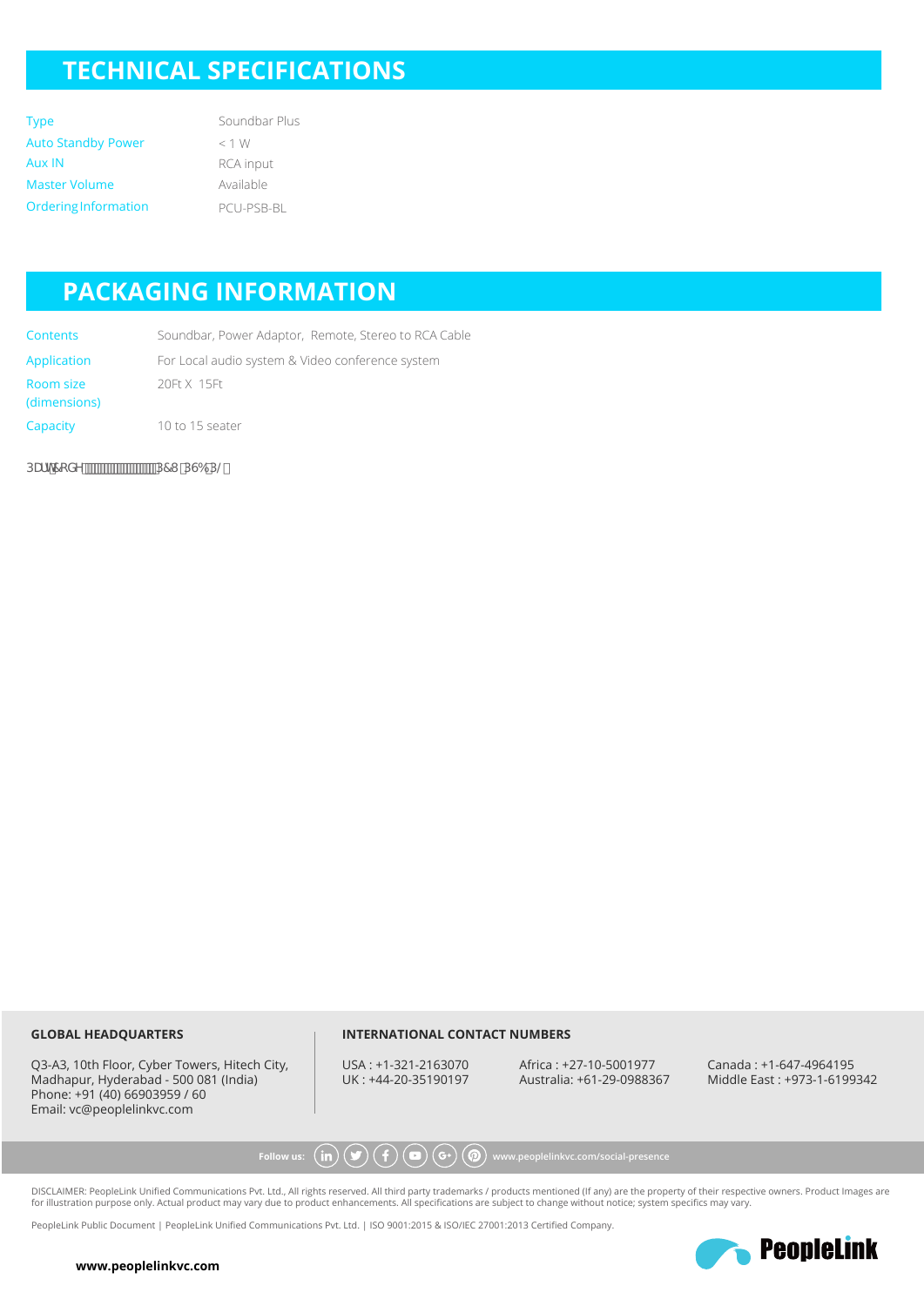## TECHNICAL SPECIFICATIONS

| | |
|---|---|
| Type | Soundbar Plus |
| Auto Standby Power | < 1 W |
| Aux IN | RCA input |
| Master Volume | Available |
| Ordering Information | PCU-PSB-BL |

## PACKAGING INFORMATION

| | |
|---|---|
| Contents | Soundbar, Power Adaptor, Remote, Stereo to RCA Cable |
| Application | For Local audio system & Video conference system |
| Room size (dimensions) | 20Ft X 15Ft |
| Capacity | 10 to 15 seater |

3DUW&RGH3&836%3/

**GLOBAL HEADQUARTERS**

Q3-A3, 10th Floor, Cyber Towers, Hitech City,
Madhapur, Hyderabad - 500 081 (India)
Phone: +91 (40) 66903959 / 60
Email: vc@peoplelinkvc.com

**INTERNATIONAL CONTACT NUMBERS**

USA : +1-321-2163070
UK : +44-20-35190197

Africa : +27-10-5001977
Australia: +61-29-0988367

Canada : +1-647-4964195
Middle East : +973-1-6199342

Follow us: www.peoplelinkvc.com/social-presence

DISCLAIMER: PeopleLink Unified Communications Pvt. Ltd., All rights reserved. All third party trademarks / products mentioned (If any) are the property of their respective owners. Product Images are for illustration purpose only. Actual product may vary due to product enhancements. All specifications are subject to change without notice; system specifics may vary.

PeopleLink Public Document | PeopleLink Unified Communications Pvt. Ltd. | ISO 9001:2015 & ISO/IEC 27001:2013 Certified Company.

**www.peoplelinkvc.com**

PeopleLink